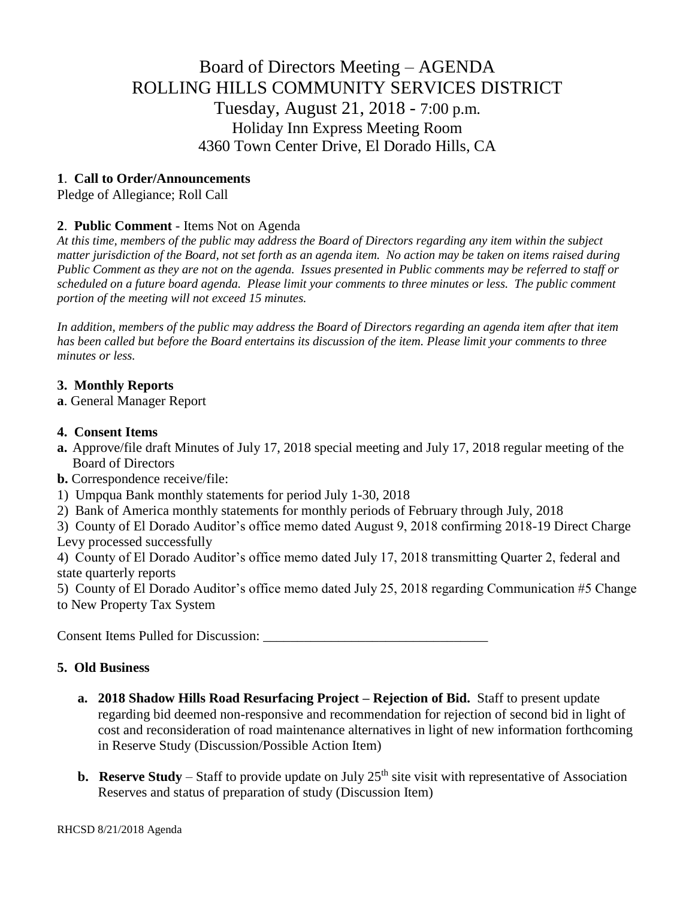# Board of Directors Meeting – AGENDA
# ROLLING HILLS COMMUNITY SERVICES DISTRICT
## Tuesday, August 21, 2018 - 7:00 p.m.
### Holiday Inn Express Meeting Room
### 4360 Town Center Drive, El Dorado Hills, CA

**1. Call to Order/Announcements**

Pledge of Allegiance; Roll Call

**2. Public Comment** - Items Not on Agenda

*At this time, members of the public may address the Board of Directors regarding any item within the subject matter jurisdiction of the Board, not set forth as an agenda item. No action may be taken on items raised during Public Comment as they are not on the agenda. Issues presented in Public comments may be referred to staff or scheduled on a future board agenda. Please limit your comments to three minutes or less. The public comment portion of the meeting will not exceed 15 minutes.*

*In addition, members of the public may address the Board of Directors regarding an agenda item after that item has been called but before the Board entertains its discussion of the item. Please limit your comments to three minutes or less.*

**3. Monthly Reports**

**a**. General Manager Report

**4. Consent Items**

**a.** Approve/file draft Minutes of July 17, 2018 special meeting and July 17, 2018 regular meeting of the Board of Directors

**b.** Correspondence receive/file:

1) Umpqua Bank monthly statements for period July 1-30, 2018

2) Bank of America monthly statements for monthly periods of February through July, 2018

3) County of El Dorado Auditor's office memo dated August 9, 2018 confirming 2018-19 Direct Charge Levy processed successfully

4) County of El Dorado Auditor's office memo dated July 17, 2018 transmitting Quarter 2, federal and state quarterly reports

5) County of El Dorado Auditor's office memo dated July 25, 2018 regarding Communication #5 Change to New Property Tax System

Consent Items Pulled for Discussion: ________________________________

**5. Old Business**

**a. 2018 Shadow Hills Road Resurfacing Project – Rejection of Bid.** Staff to present update regarding bid deemed non-responsive and recommendation for rejection of second bid in light of cost and reconsideration of road maintenance alternatives in light of new information forthcoming in Reserve Study (Discussion/Possible Action Item)

**b. Reserve Study** – Staff to provide update on July 25th site visit with representative of Association Reserves and status of preparation of study (Discussion Item)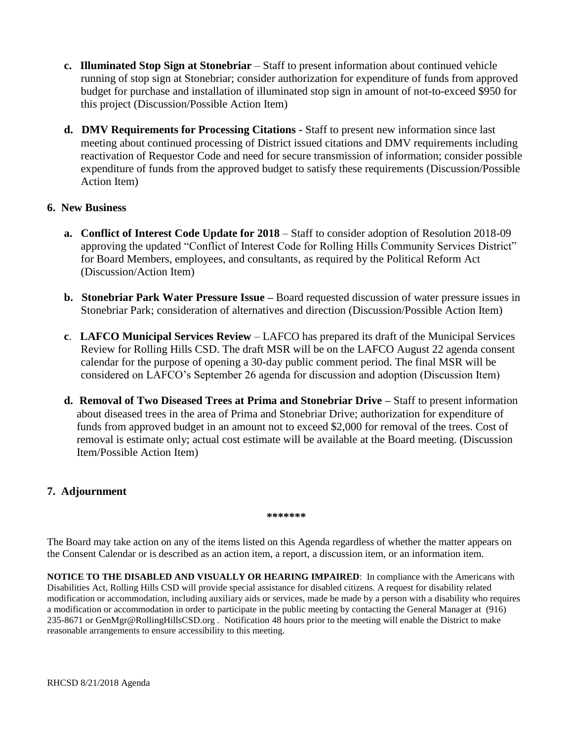c. **Illuminated Stop Sign at Stonebriar** – Staff to present information about continued vehicle running of stop sign at Stonebriar; consider authorization for expenditure of funds from approved budget for purchase and installation of illuminated stop sign in amount of not-to-exceed $950 for this project (Discussion/Possible Action Item)

d. **DMV Requirements for Processing Citations -** Staff to present new information since last meeting about continued processing of District issued citations and DMV requirements including reactivation of Requestor Code and need for secure transmission of information; consider possible expenditure of funds from the approved budget to satisfy these requirements (Discussion/Possible Action Item)

**6. New Business**

a. **Conflict of Interest Code Update for 2018** – Staff to consider adoption of Resolution 2018-09 approving the updated "Conflict of Interest Code for Rolling Hills Community Services District" for Board Members, employees, and consultants, as required by the Political Reform Act (Discussion/Action Item)

b. **Stonebriar Park Water Pressure Issue –** Board requested discussion of water pressure issues in Stonebriar Park; consideration of alternatives and direction (Discussion/Possible Action Item)

c. **LAFCO Municipal Services Review** – LAFCO has prepared its draft of the Municipal Services Review for Rolling Hills CSD. The draft MSR will be on the LAFCO August 22 agenda consent calendar for the purpose of opening a 30-day public comment period. The final MSR will be considered on LAFCO's September 26 agenda for discussion and adoption (Discussion Item)

d. **Removal of Two Diseased Trees at Prima and Stonebriar Drive –** Staff to present information about diseased trees in the area of Prima and Stonebriar Drive; authorization for expenditure of funds from approved budget in an amount not to exceed $2,000 for removal of the trees. Cost of removal is estimate only; actual cost estimate will be available at the Board meeting. (Discussion Item/Possible Action Item)

**7. Adjournment**

\*\*\*\*\*\*\*

The Board may take action on any of the items listed on this Agenda regardless of whether the matter appears on the Consent Calendar or is described as an action item, a report, a discussion item, or an information item.

**NOTICE TO THE DISABLED AND VISUALLY OR HEARING IMPAIRED**: In compliance with the Americans with Disabilities Act, Rolling Hills CSD will provide special assistance for disabled citizens. A request for disability related modification or accommodation, including auxiliary aids or services, made be made by a person with a disability who requires a modification or accommodation in order to participate in the public meeting by contacting the General Manager at (916) 235-8671 or GenMgr@RollingHillsCSD.org . Notification 48 hours prior to the meeting will enable the District to make reasonable arrangements to ensure accessibility to this meeting.